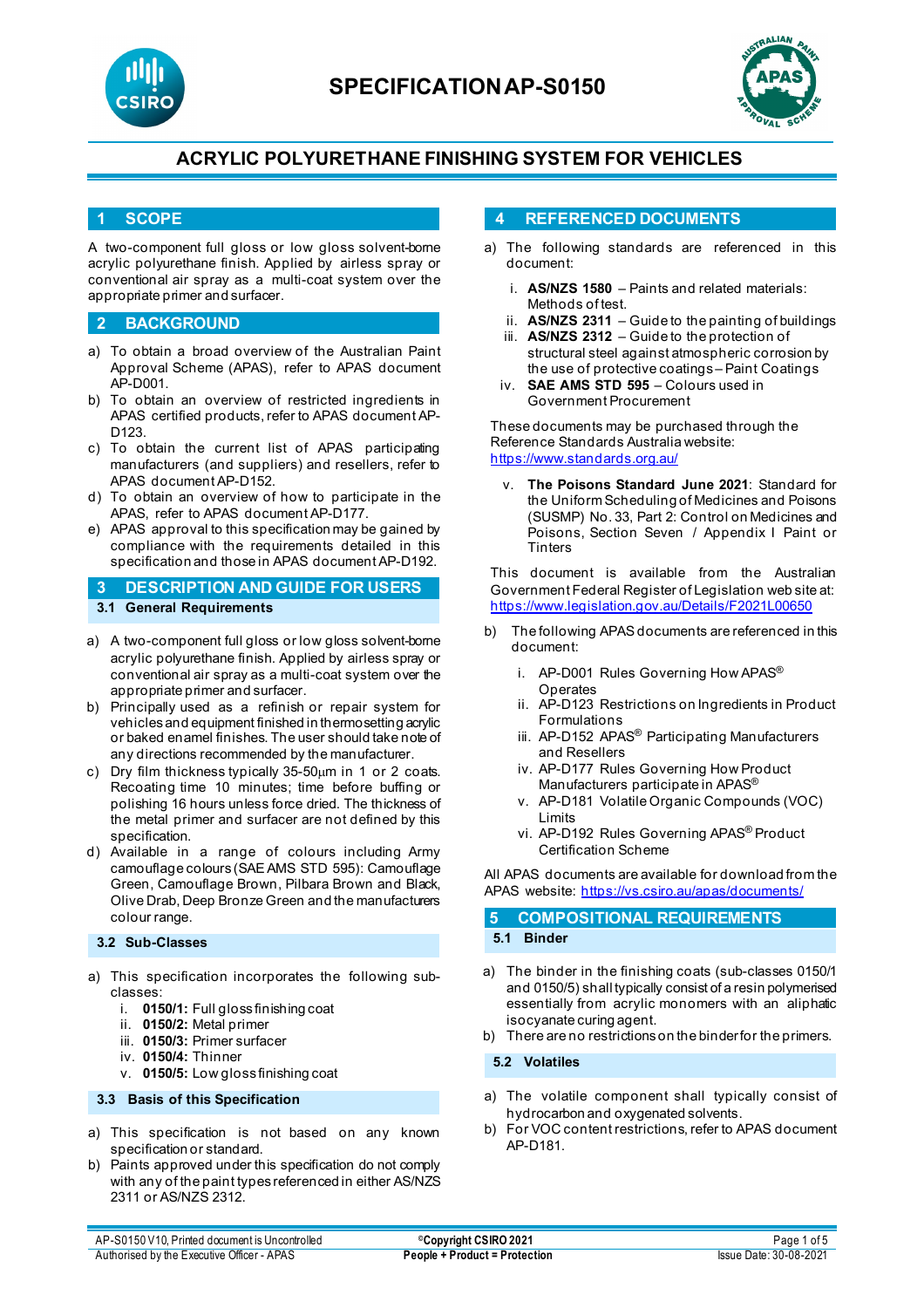# SPECIFICATION AP-S0150

## ACRYLIC POLYURETHANE FINISHING SYSTEM FOR VEHICLES

## 1 SCOPE

A two-component full gloss or low gloss solvent-borne acrylic polyurethane finish. Applied by airless spray or conventional air spray as a multi-coat system over the appropriate primer and surfacer.

## 2 BACKGROUND

a) To obtain a broad overview of the Australian Paint Approval Scheme (APAS), refer to APAS document AP-D001.
b) To obtain an overview of restricted ingredients in APAS certified products, refer to APAS document AP-D123.
c) To obtain the current list of APAS participating manufacturers (and suppliers) and resellers, refer to APAS document AP-D152.
d) To obtain an overview of how to participate in the APAS, refer to APAS document AP-D177.
e) APAS approval to this specification may be gained by compliance with the requirements detailed in this specification and those in APAS document AP-D192.

## 3 DESCRIPTION AND GUIDE FOR USERS

### 3.1 General Requirements

a) A two-component full gloss or low gloss solvent-borne acrylic polyurethane finish. Applied by airless spray or conventional air spray as a multi-coat system over the appropriate primer and surfacer.
b) Principally used as a refinish or repair system for vehicles and equipment finished in thermosetting acrylic or baked enamel finishes. The user should take note of any directions recommended by the manufacturer.
c) Dry film thickness typically 35-50µm in 1 or 2 coats. Recoating time 10 minutes; time before buffing or polishing 16 hours unless force dried. The thickness of the metal primer and surfacer are not defined by this specification.
d) Available in a range of colours including Army camouflage colours (SAE AMS STD 595): Camouflage Green, Camouflage Brown, Pilbara Brown and Black, Olive Drab, Deep Bronze Green and the manufacturers colour range.

### 3.2 Sub-Classes

a) This specification incorporates the following sub-classes:
   i. **0150/1:** Full gloss finishing coat
   ii. **0150/2:** Metal primer
   iii. **0150/3:** Primer surfacer
   iv. **0150/4:** Thinner
   v. **0150/5:** Low gloss finishing coat

### 3.3 Basis of this Specification

a) This specification is not based on any known specification or standard.
b) Paints approved under this specification do not comply with any of the paint types referenced in either AS/NZS 2311 or AS/NZS 2312.

## 4 REFERENCED DOCUMENTS

a) The following standards are referenced in this document:
   i. **AS/NZS 1580** – Paints and related materials: Methods of test.
   ii. **AS/NZS 2311** – Guide to the painting of buildings
   iii. **AS/NZS 2312** – Guide to the protection of structural steel against atmospheric corrosion by the use of protective coatings – Paint Coatings
   iv. **SAE AMS STD 595** – Colours used in Government Procurement

   These documents may be purchased through the Reference Standards Australia website: https://www.standards.org.au/

   v. **The Poisons Standard June 2021**: Standard for the Uniform Scheduling of Medicines and Poisons (SUSMP) No. 33, Part 2: Control on Medicines and Poisons, Section Seven / Appendix I Paint or Tinters

   This document is available from the Australian Government Federal Register of Legislation web site at: https://www.legislation.gov.au/Details/F2021L00650

b) The following APAS documents are referenced in this document:
   i. AP-D001 Rules Governing How APAS® Operates
   ii. AP-D123 Restrictions on Ingredients in Product Formulations
   iii. AP-D152 APAS® Participating Manufacturers and Resellers
   iv. AP-D177 Rules Governing How Product Manufacturers participate in APAS®
   v. AP-D181 Volatile Organic Compounds (VOC) Limits
   vi. AP-D192 Rules Governing APAS® Product Certification Scheme

All APAS documents are available for download from the APAS website: https://vs.csiro.au/apas/documents/

## 5 COMPOSITIONAL REQUIREMENTS

### 5.1 Binder

a) The binder in the finishing coats (sub-classes 0150/1 and 0150/5) shall typically consist of a resin polymerised essentially from acrylic monomers with an aliphatic isocyanate curing agent.
b) There are no restrictions on the binder for the primers.

### 5.2 Volatiles

a) The volatile component shall typically consist of hydrocarbon and oxygenated solvents.
b) For VOC content restrictions, refer to APAS document AP-D181.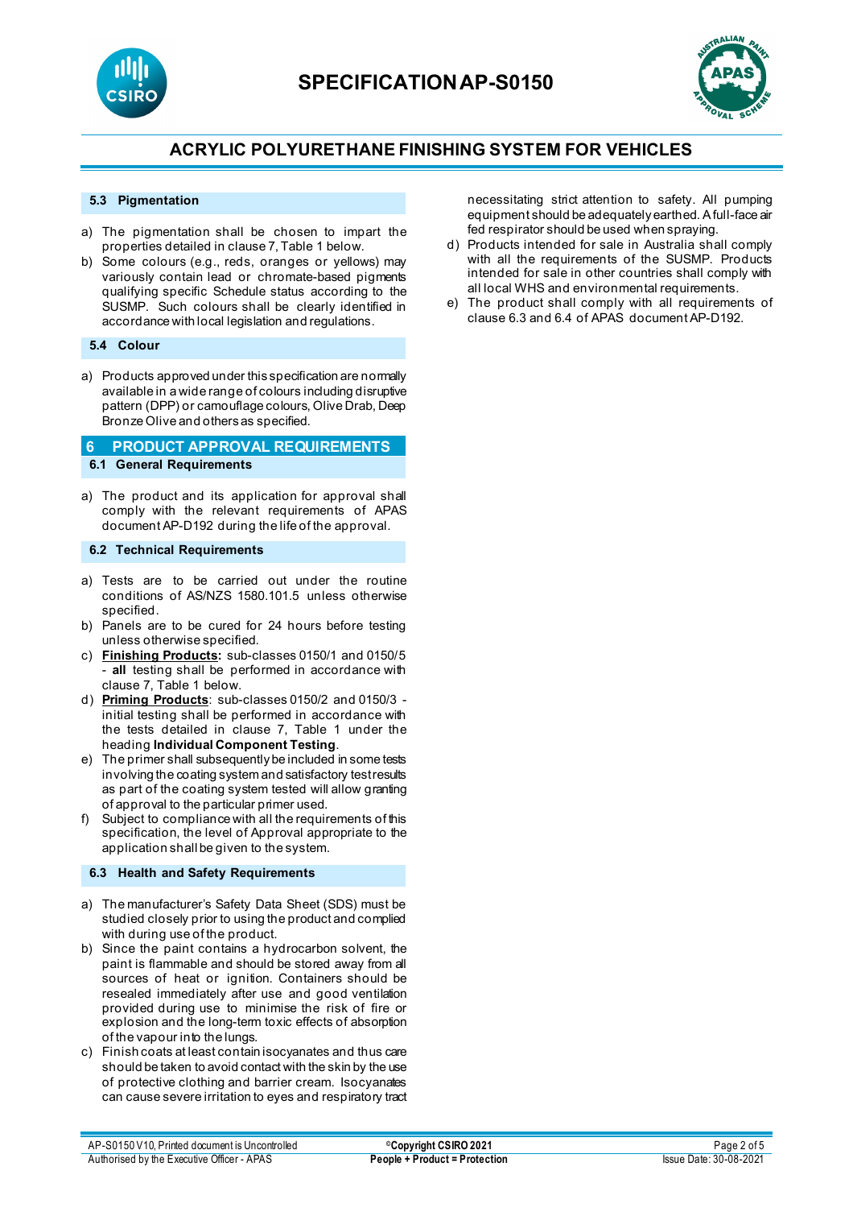### 5.3 Pigmentation

a) The pigmentation shall be chosen to impart the properties detailed in clause 7, Table 1 below.
b) Some colours (e.g., reds, oranges or yellows) may variously contain lead or chromate-based pigments qualifying specific Schedule status according to the SUSMP. Such colours shall be clearly identified in accordance with local legislation and regulations.

### 5.4 Colour

a) Products approved under this specification are normally available in a wide range of colours including disruptive pattern (DPP) or camouflage colours, Olive Drab, Deep Bronze Olive and others as specified.

## 6 PRODUCT APPROVAL REQUIREMENTS

### 6.1 General Requirements

a) The product and its application for approval shall comply with the relevant requirements of APAS document AP-D192 during the life of the approval.

### 6.2 Technical Requirements

a) Tests are to be carried out under the routine conditions of AS/NZS 1580.101.5 unless otherwise specified.
b) Panels are to be cured for 24 hours before testing unless otherwise specified.
c) **Finishing Products:** sub-classes 0150/1 and 0150/5 - **all** testing shall be performed in accordance with clause 7, Table 1 below.
d) **Priming Products**: sub-classes 0150/2 and 0150/3 - initial testing shall be performed in accordance with the tests detailed in clause 7, Table 1 under the heading **Individual Component Testing**.
e) The primer shall subsequently be included in some tests involving the coating system and satisfactory test results as part of the coating system tested will allow granting of approval to the particular primer used.
f) Subject to compliance with all the requirements of this specification, the level of Approval appropriate to the application shall be given to the system.

### 6.3 Health and Safety Requirements

a) The manufacturer's Safety Data Sheet (SDS) must be studied closely prior to using the product and complied with during use of the product.
b) Since the paint contains a hydrocarbon solvent, the paint is flammable and should be stored away from all sources of heat or ignition. Containers should be resealed immediately after use and good ventilation provided during use to minimise the risk of fire or explosion and the long-term toxic effects of absorption of the vapour into the lungs.
c) Finish coats at least contain isocyanates and thus care should be taken to avoid contact with the skin by the use of protective clothing and barrier cream. Isocyanates can cause severe irritation to eyes and respiratory tract necessitating strict attention to safety. All pumping equipment should be adequately earthed. A full-face air fed respirator should be used when spraying.
d) Products intended for sale in Australia shall comply with all the requirements of the SUSMP. Products intended for sale in other countries shall comply with all local WHS and environmental requirements.
e) The product shall comply with all requirements of clause 6.3 and 6.4 of APAS document AP-D192.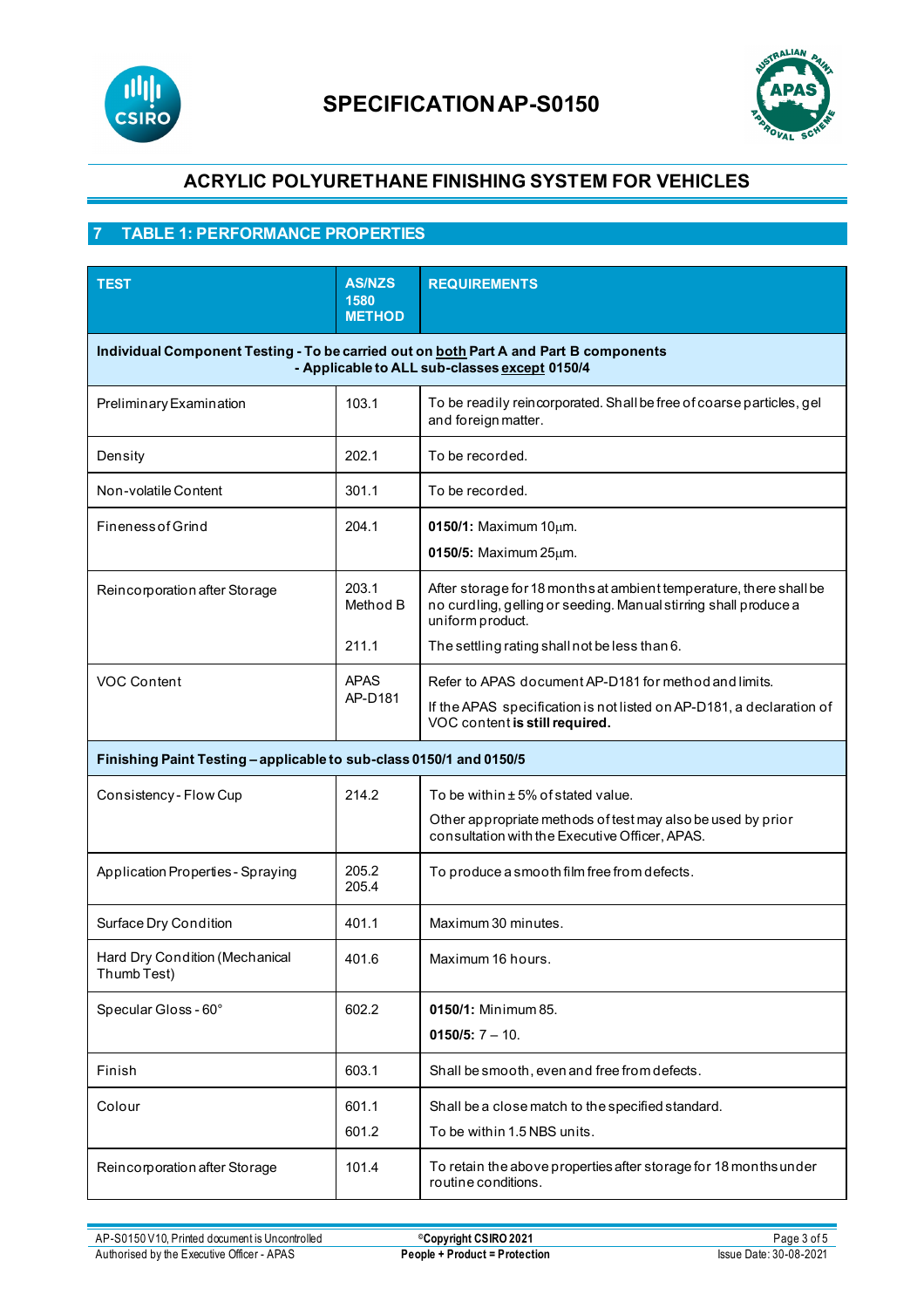# SPECIFICATION AP-S0150

## ACRYLIC POLYURETHANE FINISHING SYSTEM FOR VEHICLES

## 7 TABLE 1: PERFORMANCE PROPERTIES

| TEST | AS/NZS 1580 METHOD | REQUIREMENTS |
|---|---|---|
| **Individual Component Testing - To be carried out on both Part A and Part B components - Applicable to ALL sub-classes except 0150/4** | | |
| Preliminary Examination | 103.1 | To be readily reincorporated. Shall be free of coarse particles, gel and foreign matter. |
| Density | 202.1 | To be recorded. |
| Non-volatile Content | 301.1 | To be recorded. |
| Fineness of Grind | 204.1 | **0150/1:** Maximum 10μm.<br>**0150/5:** Maximum 25μm. |
| Reincorporation after Storage | 203.1 Method B<br>211.1 | After storage for 18 months at ambient temperature, there shall be no curdling, gelling or seeding. Manual stirring shall produce a uniform product.<br>The settling rating shall not be less than 6. |
| VOC Content | APAS AP-D181 | Refer to APAS document AP-D181 for method and limits.<br>If the APAS specification is not listed on AP-D181, a declaration of VOC content **is still required.** |
| **Finishing Paint Testing – applicable to sub-class 0150/1 and 0150/5** | | |
| Consistency - Flow Cup | 214.2 | To be within ± 5% of stated value.<br>Other appropriate methods of test may also be used by prior consultation with the Executive Officer, APAS. |
| Application Properties - Spraying | 205.2<br>205.4 | To produce a smooth film free from defects. |
| Surface Dry Condition | 401.1 | Maximum 30 minutes. |
| Hard Dry Condition (Mechanical Thumb Test) | 401.6 | Maximum 16 hours. |
| Specular Gloss - 60° | 602.2 | **0150/1:** Minimum 85.<br>**0150/5:** 7 – 10. |
| Finish | 603.1 | Shall be smooth, even and free from defects. |
| Colour | 601.1<br>601.2 | Shall be a close match to the specified standard.<br>To be within 1.5 NBS units. |
| Reincorporation after Storage | 101.4 | To retain the above properties after storage for 18 months under routine conditions. |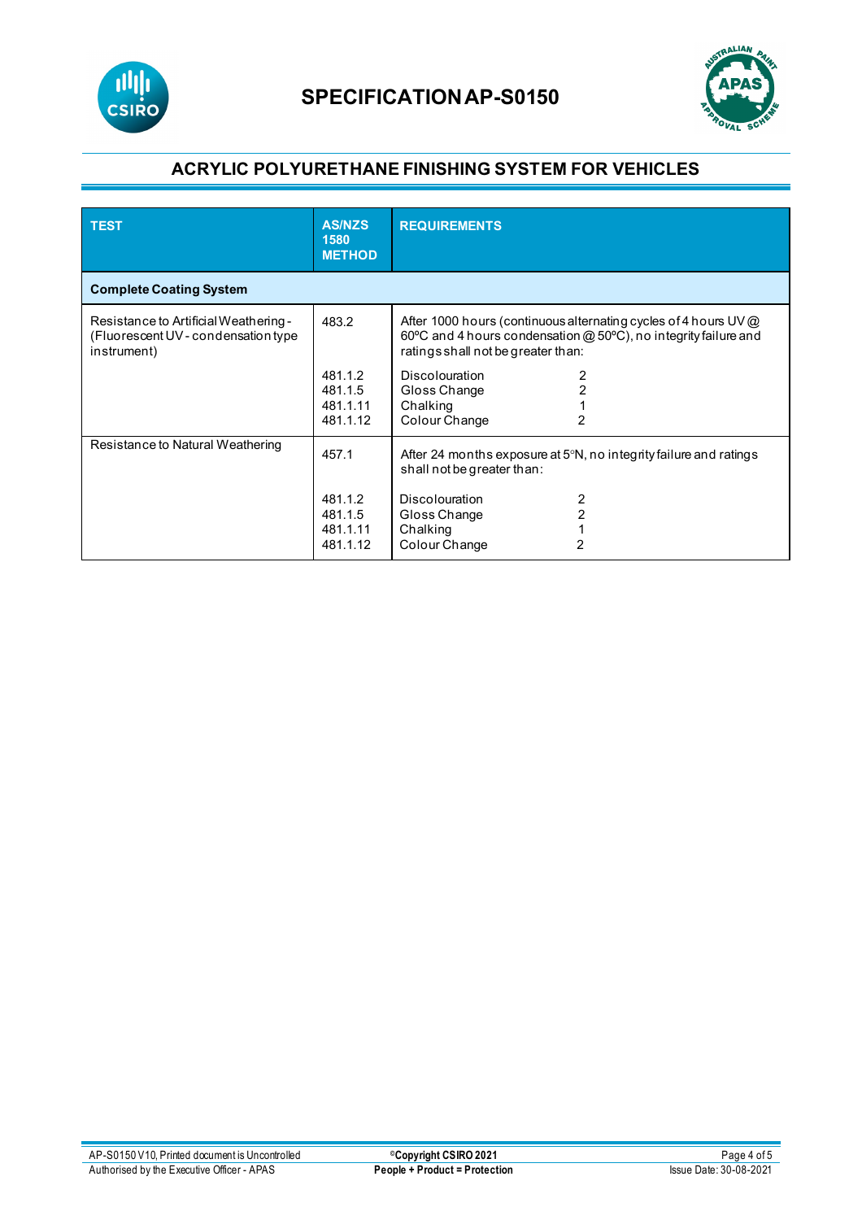# SPECIFICATION AP-S0150

## ACRYLIC POLYURETHANE FINISHING SYSTEM FOR VEHICLES

| TEST | AS/NZS 1580 METHOD | REQUIREMENTS | |
|---|---|---|---|
| **Complete Coating System** | | | |
| Resistance to Artificial Weathering - (Fluorescent UV - condensation type instrument) | 483.2 | After 1000 hours (continuous alternating cycles of 4 hours UV @ 60ºC and 4 hours condensation @ 50ºC), no integrity failure and ratings shall not be greater than: | |
| | 481.1.2 | Discolouration | 2 |
| | 481.1.5 | Gloss Change | 2 |
| | 481.1.11 | Chalking | 1 |
| | 481.1.12 | Colour Change | 2 |
| Resistance to Natural Weathering | 457.1 | After 24 months exposure at 5°N, no integrity failure and ratings shall not be greater than: | |
| | 481.1.2 | Discolouration | 2 |
| | 481.1.5 | Gloss Change | 2 |
| | 481.1.11 | Chalking | 1 |
| | 481.1.12 | Colour Change | 2 |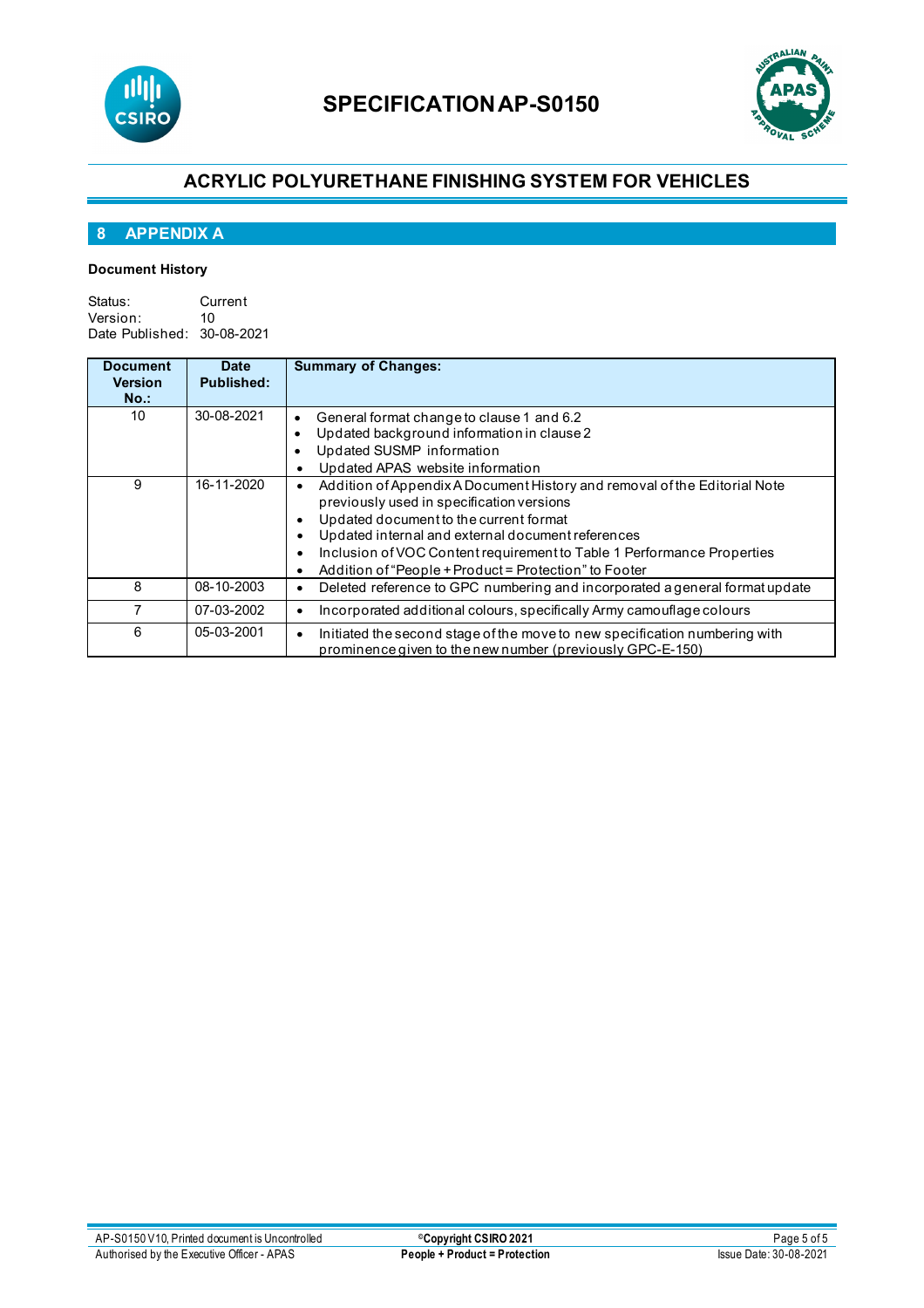## 8 APPENDIX A

**Document History**

Status: Current
Version: 10
Date Published: 30-08-2021

| Document Version No.: | Date Published: | Summary of Changes: |
|---|---|---|
| 10 | 30-08-2021 | • General format change to clause 1 and 6.2<br>• Updated background information in clause 2<br>• Updated SUSMP information<br>• Updated APAS website information |
| 9 | 16-11-2020 | • Addition of Appendix A Document History and removal of the Editorial Note previously used in specification versions<br>• Updated document to the current format<br>• Updated internal and external document references<br>• Inclusion of VOC Content requirement to Table 1 Performance Properties<br>• Addition of "People + Product = Protection" to Footer |
| 8 | 08-10-2003 | • Deleted reference to GPC numbering and incorporated a general format update |
| 7 | 07-03-2002 | • Incorporated additional colours, specifically Army camouflage colours |
| 6 | 05-03-2001 | • Initiated the second stage of the move to new specification numbering with prominence given to the new number (previously GPC-E-150) |